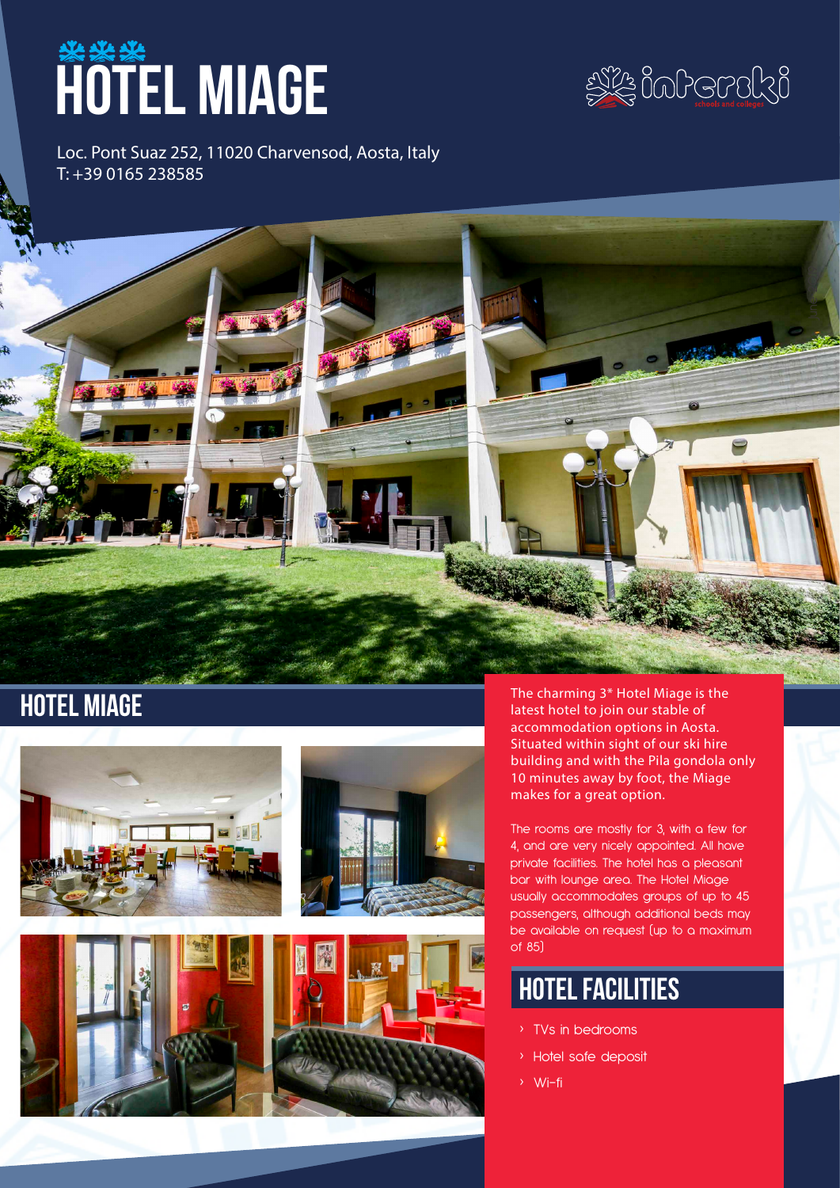# HOTEL MIAGE

interski schools and colleges

Loc. Pont Suaz 252, 11020 Charvensod, Aosta, Italy
T: +39 0165 238585

## HOTEL MIAGE

The charming 3* Hotel Miage is the latest hotel to join our stable of accommodation options in Aosta. Situated within sight of our ski hire building and with the Pila gondola only 10 minutes away by foot, the Miage makes for a great option.

The rooms are mostly for 3, with a few for 4, and are very nicely appointed. All have private facilities. The hotel has a pleasant bar with lounge area. The Hotel Miage usually accommodates groups of up to 45 passengers, although additional beds may be available on request (up to a maximum of 85)

## HOTEL FACILITIES

- TVs in bedrooms
- Hotel safe deposit
- Wi-fi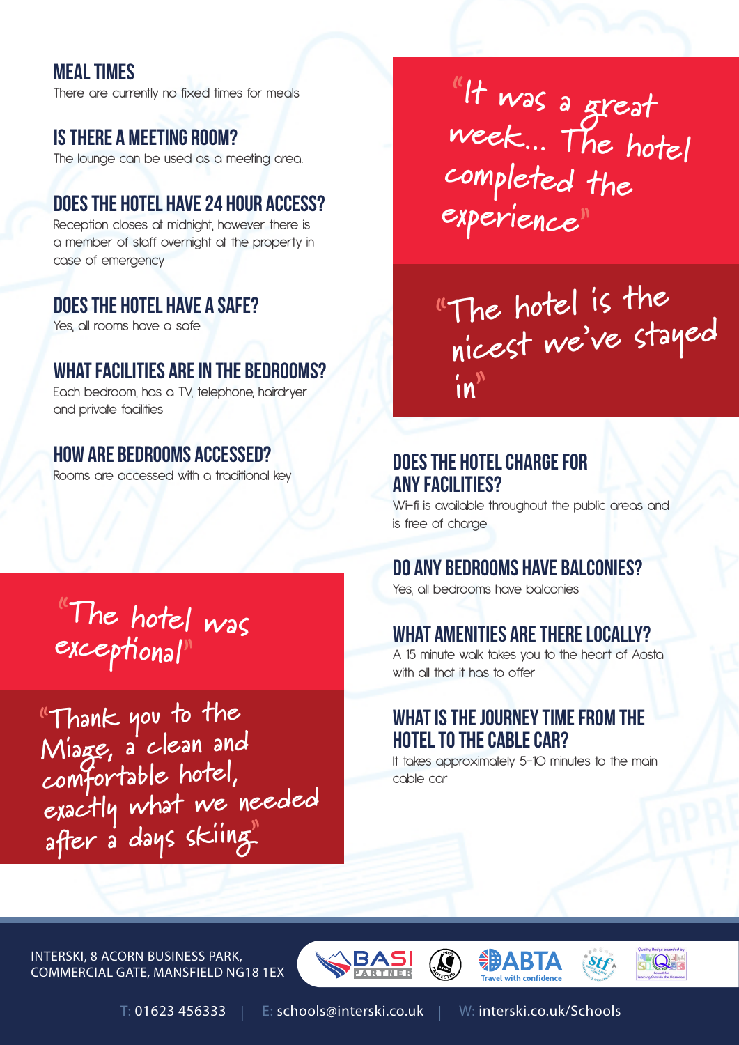## MEAL TIMES

There are currently no fixed times for meals

## IS THERE A MEETING ROOM?

The lounge can be used as a meeting area.

## DOES THE HOTEL HAVE 24 HOUR ACCESS?

Reception closes at midnight, however there is a member of staff overnight at the property in case of emergency

## DOES THE HOTEL HAVE A SAFE?

Yes, all rooms have a safe

## WHAT FACILITIES ARE IN THE BEDROOMS?

Each bedroom, has a TV, telephone, hairdryer and private facilities

## HOW ARE BEDROOMS ACCESSED?

Rooms are accessed with a traditional key

"The hotel was exceptional"

"Thank you to the Miage, a clean and comfortable hotel, exactly what we needed after a days skiing"

"It was a great week... The hotel completed the experience"

"The hotel is the nicest we've stayed in"

## DOES THE HOTEL CHARGE FOR ANY FACILITIES?

Wi-fi is available throughout the public areas and is free of charge

## DO ANY BEDROOMS HAVE BALCONIES?

Yes, all bedrooms have balconies

## WHAT AMENITIES ARE THERE LOCALLY?

A 15 minute walk takes you to the heart of Aosta with all that it has to offer

## WHAT IS THE JOURNEY TIME FROM THE HOTEL TO THE CABLE CAR?

It takes approximately 5-10 minutes to the main cable car

INTERSKI, 8 ACORN BUSINESS PARK, COMMERCIAL GATE, MANSFIELD NG18 1EX

T: 01623 456333 | E: schools@interski.co.uk | W: interski.co.uk/Schools